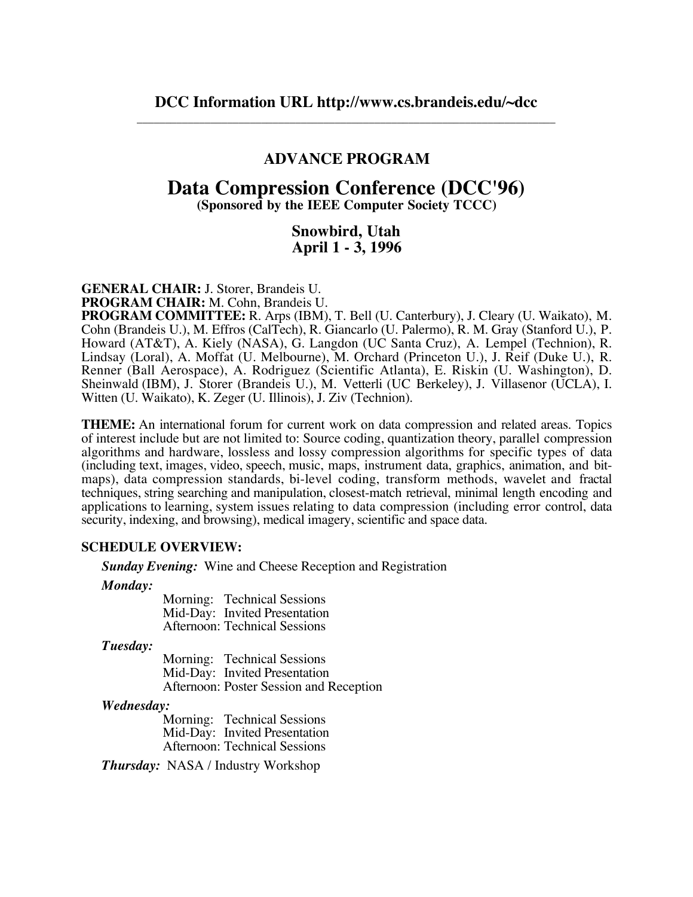**DCC Information URL http://www.cs.brandeis.edu/~dcc**

---

## ADVANCE PROGRAM

# Data Compression Conference (DCC'96)

**(Sponsored by the IEEE Computer Society TCCC)**

## Snowbird, Utah
## April 1 - 3, 1996

**GENERAL CHAIR:** J. Storer, Brandeis U.
**PROGRAM CHAIR:** M. Cohn, Brandeis U.
**PROGRAM COMMITTEE:** R. Arps (IBM), T. Bell (U. Canterbury), J. Cleary (U. Waikato), M. Cohn (Brandeis U.), M. Effros (CalTech), R. Giancarlo (U. Palermo), R. M. Gray (Stanford U.), P. Howard (AT&T), A. Kiely (NASA), G. Langdon (UC Santa Cruz), A. Lempel (Technion), R. Lindsay (Loral), A. Moffat (U. Melbourne), M. Orchard (Princeton U.), J. Reif (Duke U.), R. Renner (Ball Aerospace), A. Rodriguez (Scientific Atlanta), E. Riskin (U. Washington), D. Sheinwald (IBM), J. Storer (Brandeis U.), M. Vetterli (UC Berkeley), J. Villasenor (UCLA), I. Witten (U. Waikato), K. Zeger (U. Illinois), J. Ziv (Technion).

**THEME:** An international forum for current work on data compression and related areas. Topics of interest include but are not limited to: Source coding, quantization theory, parallel compression algorithms and hardware, lossless and lossy compression algorithms for specific types of data (including text, images, video, speech, music, maps, instrument data, graphics, animation, and bit-maps), data compression standards, bi-level coding, transform methods, wavelet and fractal techniques, string searching and manipulation, closest-match retrieval, minimal length encoding and applications to learning, system issues relating to data compression (including error control, data security, indexing, and browsing), medical imagery, scientific and space data.

**SCHEDULE OVERVIEW:**

***Sunday Evening:*** Wine and Cheese Reception and Registration

***Monday:***
- Morning: Technical Sessions
- Mid-Day: Invited Presentation
- Afternoon: Technical Sessions

***Tuesday:***
- Morning: Technical Sessions
- Mid-Day: Invited Presentation
- Afternoon: Poster Session and Reception

***Wednesday:***
- Morning: Technical Sessions
- Mid-Day: Invited Presentation
- Afternoon: Technical Sessions

***Thursday:*** NASA / Industry Workshop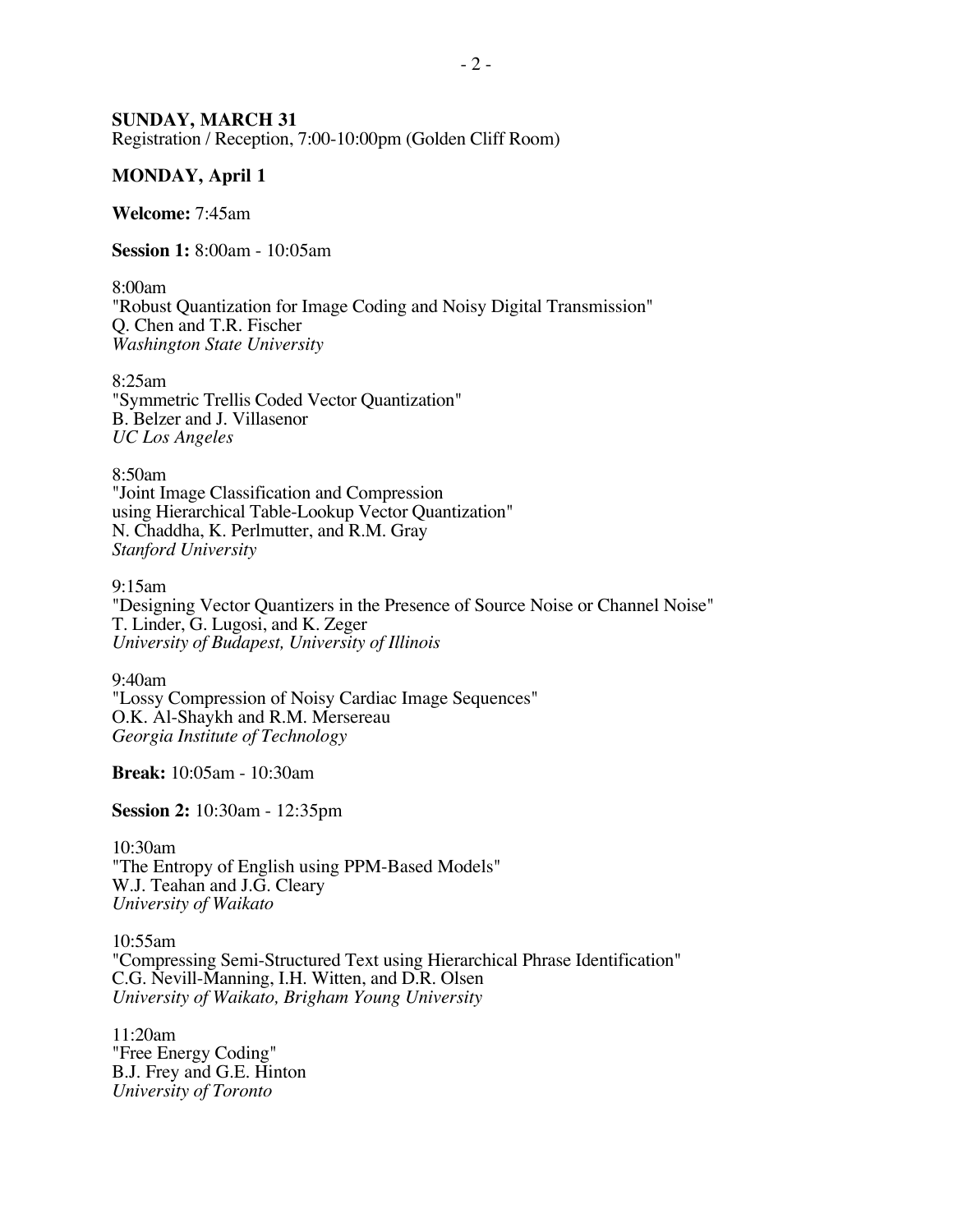**SUNDAY, MARCH 31**
Registration / Reception, 7:00-10:00pm (Golden Cliff Room)

**MONDAY, April 1**

**Welcome:** 7:45am

**Session 1:** 8:00am - 10:05am

8:00am
"Robust Quantization for Image Coding and Noisy Digital Transmission"
Q. Chen and T.R. Fischer
*Washington State University*

8:25am
"Symmetric Trellis Coded Vector Quantization"
B. Belzer and J. Villasenor
*UC Los Angeles*

8:50am
"Joint Image Classification and Compression
using Hierarchical Table-Lookup Vector Quantization"
N. Chaddha, K. Perlmutter, and R.M. Gray
*Stanford University*

9:15am
"Designing Vector Quantizers in the Presence of Source Noise or Channel Noise"
T. Linder, G. Lugosi, and K. Zeger
*University of Budapest, University of Illinois*

9:40am
"Lossy Compression of Noisy Cardiac Image Sequences"
O.K. Al-Shaykh and R.M. Mersereau
*Georgia Institute of Technology*

**Break:** 10:05am - 10:30am

**Session 2:** 10:30am - 12:35pm

10:30am
"The Entropy of English using PPM-Based Models"
W.J. Teahan and J.G. Cleary
*University of Waikato*

10:55am
"Compressing Semi-Structured Text using Hierarchical Phrase Identification"
C.G. Nevill-Manning, I.H. Witten, and D.R. Olsen
*University of Waikato, Brigham Young University*

11:20am
"Free Energy Coding"
B.J. Frey and G.E. Hinton
*University of Toronto*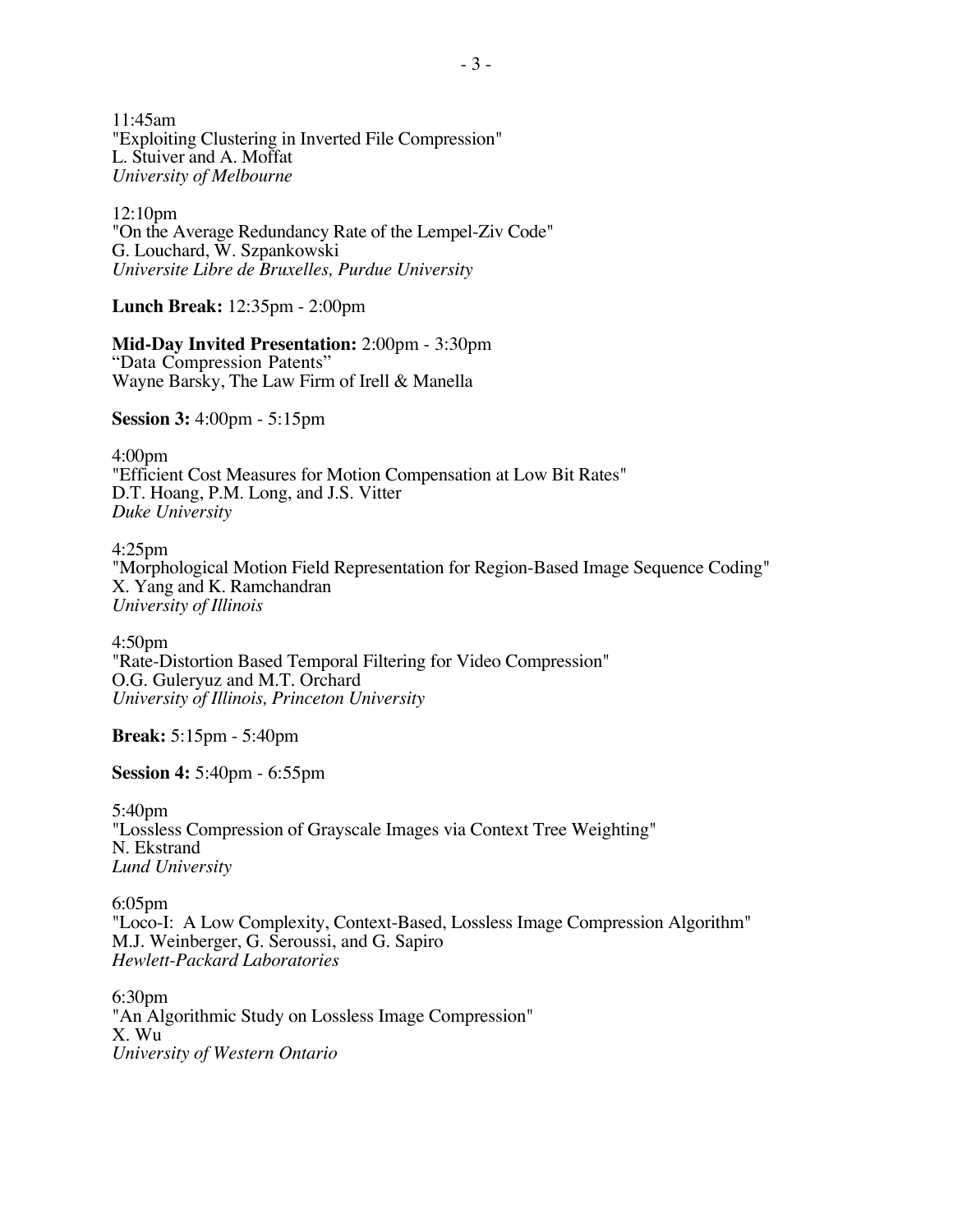11:45am
"Exploiting Clustering in Inverted File Compression"
L. Stuiver and A. Moffat
*University of Melbourne*

12:10pm
"On the Average Redundancy Rate of the Lempel-Ziv Code"
G. Louchard, W. Szpankowski
*Universite Libre de Bruxelles, Purdue University*

**Lunch Break:** 12:35pm - 2:00pm

**Mid-Day Invited Presentation:** 2:00pm - 3:30pm
"Data Compression Patents"
Wayne Barsky, The Law Firm of Irell & Manella

**Session 3:** 4:00pm - 5:15pm

4:00pm
"Efficient Cost Measures for Motion Compensation at Low Bit Rates"
D.T. Hoang, P.M. Long, and J.S. Vitter
*Duke University*

4:25pm
"Morphological Motion Field Representation for Region-Based Image Sequence Coding"
X. Yang and K. Ramchandran
*University of Illinois*

4:50pm
"Rate-Distortion Based Temporal Filtering for Video Compression"
O.G. Guleryuz and M.T. Orchard
*University of Illinois, Princeton University*

**Break:** 5:15pm - 5:40pm

**Session 4:** 5:40pm - 6:55pm

5:40pm
"Lossless Compression of Grayscale Images via Context Tree Weighting"
N. Ekstrand
*Lund University*

6:05pm
"Loco-I: A Low Complexity, Context-Based, Lossless Image Compression Algorithm"
M.J. Weinberger, G. Seroussi, and G. Sapiro
*Hewlett-Packard Laboratories*

6:30pm
"An Algorithmic Study on Lossless Image Compression"
X. Wu
*University of Western Ontario*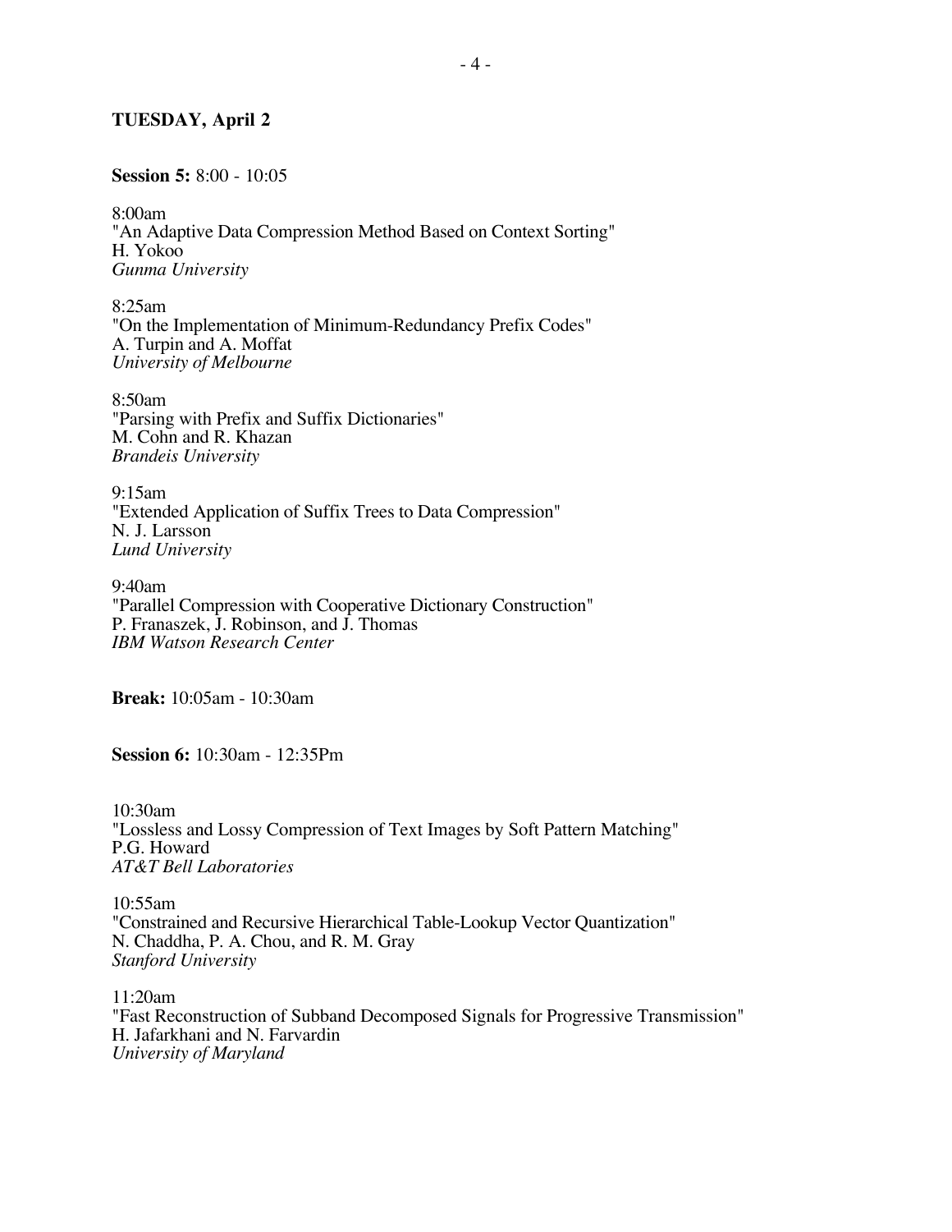## TUESDAY, April 2

**Session 5:** 8:00 - 10:05

8:00am
"An Adaptive Data Compression Method Based on Context Sorting"
H. Yokoo
*Gunma University*

8:25am
"On the Implementation of Minimum-Redundancy Prefix Codes"
A. Turpin and A. Moffat
*University of Melbourne*

8:50am
"Parsing with Prefix and Suffix Dictionaries"
M. Cohn and R. Khazan
*Brandeis University*

9:15am
"Extended Application of Suffix Trees to Data Compression"
N. J. Larsson
*Lund University*

9:40am
"Parallel Compression with Cooperative Dictionary Construction"
P. Franaszek, J. Robinson, and J. Thomas
*IBM Watson Research Center*

**Break:** 10:05am - 10:30am

**Session 6:** 10:30am - 12:35Pm

10:30am
"Lossless and Lossy Compression of Text Images by Soft Pattern Matching"
P.G. Howard
*AT&T Bell Laboratories*

10:55am
"Constrained and Recursive Hierarchical Table-Lookup Vector Quantization"
N. Chaddha, P. A. Chou, and R. M. Gray
*Stanford University*

11:20am
"Fast Reconstruction of Subband Decomposed Signals for Progressive Transmission"
H. Jafarkhani and N. Farvardin
*University of Maryland*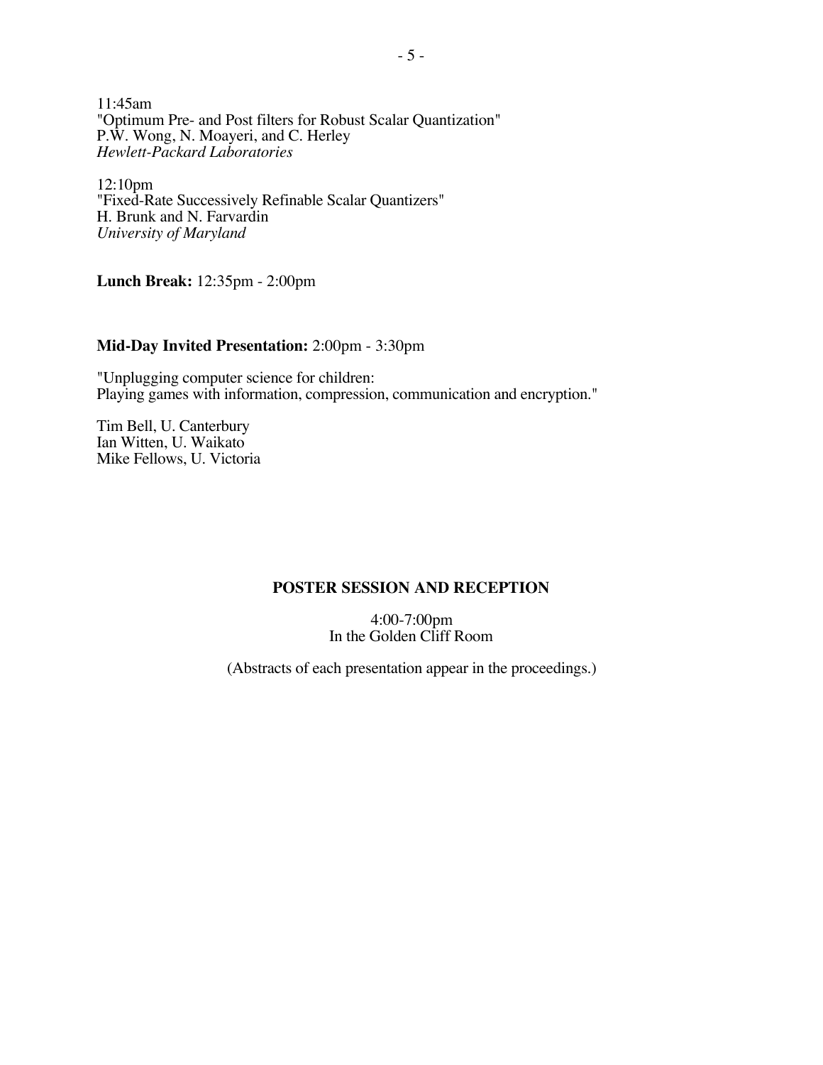11:45am
"Optimum Pre- and Post filters for Robust Scalar Quantization"
P.W. Wong, N. Moayeri, and C. Herley
*Hewlett-Packard Laboratories*

12:10pm
"Fixed-Rate Successively Refinable Scalar Quantizers"
H. Brunk and N. Farvardin
*University of Maryland*

**Lunch Break:** 12:35pm - 2:00pm

**Mid-Day Invited Presentation:** 2:00pm - 3:30pm

"Unplugging computer science for children:
Playing games with information, compression, communication and encryption."

Tim Bell, U. Canterbury
Ian Witten, U. Waikato
Mike Fellows, U. Victoria

## POSTER SESSION AND RECEPTION

4:00-7:00pm
In the Golden Cliff Room

(Abstracts of each presentation appear in the proceedings.)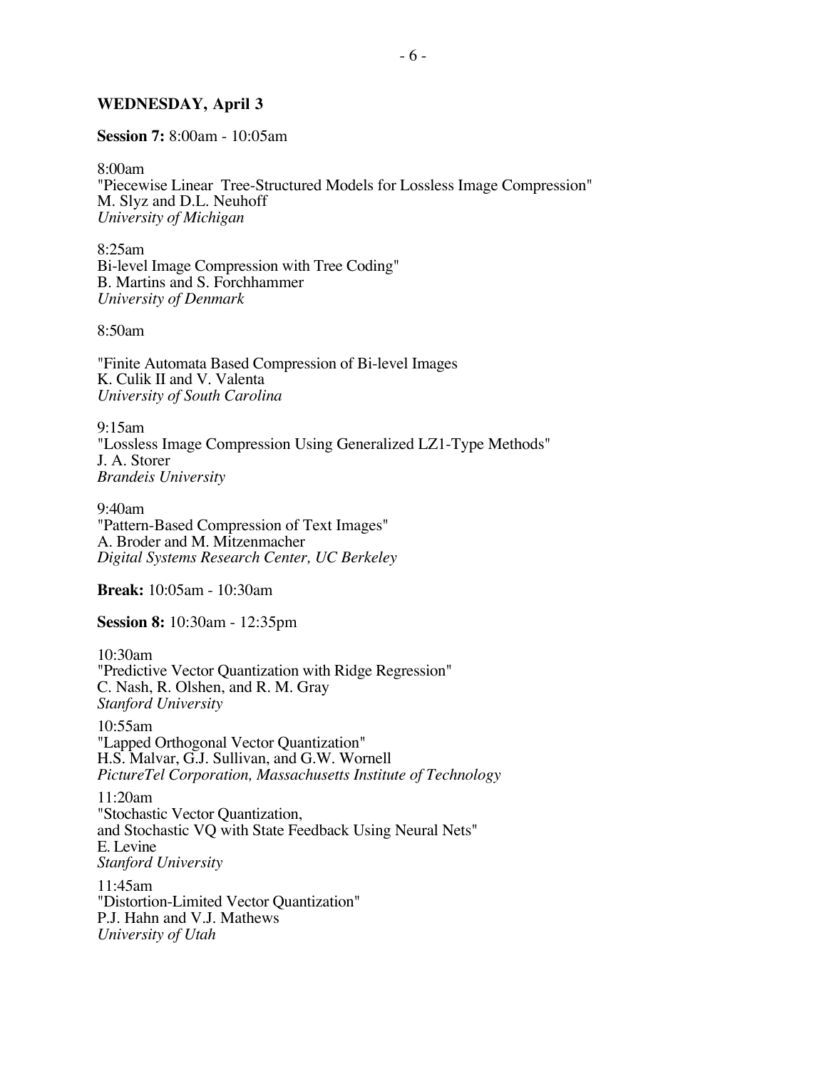**WEDNESDAY, April 3**

**Session 7:** 8:00am - 10:05am

8:00am
"Piecewise Linear Tree-Structured Models for Lossless Image Compression"
M. Slyz and D.L. Neuhoff
*University of Michigan*

8:25am
Bi-level Image Compression with Tree Coding"
B. Martins and S. Forchhammer
*University of Denmark*

8:50am

"Finite Automata Based Compression of Bi-level Images
K. Culik II and V. Valenta
*University of South Carolina*

9:15am
"Lossless Image Compression Using Generalized LZ1-Type Methods"
J. A. Storer
*Brandeis University*

9:40am
"Pattern-Based Compression of Text Images"
A. Broder and M. Mitzenmacher
*Digital Systems Research Center, UC Berkeley*

**Break:** 10:05am - 10:30am

**Session 8:** 10:30am - 12:35pm

10:30am
"Predictive Vector Quantization with Ridge Regression"
C. Nash, R. Olshen, and R. M. Gray
*Stanford University*

10:55am
"Lapped Orthogonal Vector Quantization"
H.S. Malvar, G.J. Sullivan, and G.W. Wornell
*PictureTel Corporation, Massachusetts Institute of Technology*

11:20am
"Stochastic Vector Quantization,
and Stochastic VQ with State Feedback Using Neural Nets"
E. Levine
*Stanford University*

11:45am
"Distortion-Limited Vector Quantization"
P.J. Hahn and V.J. Mathews
*University of Utah*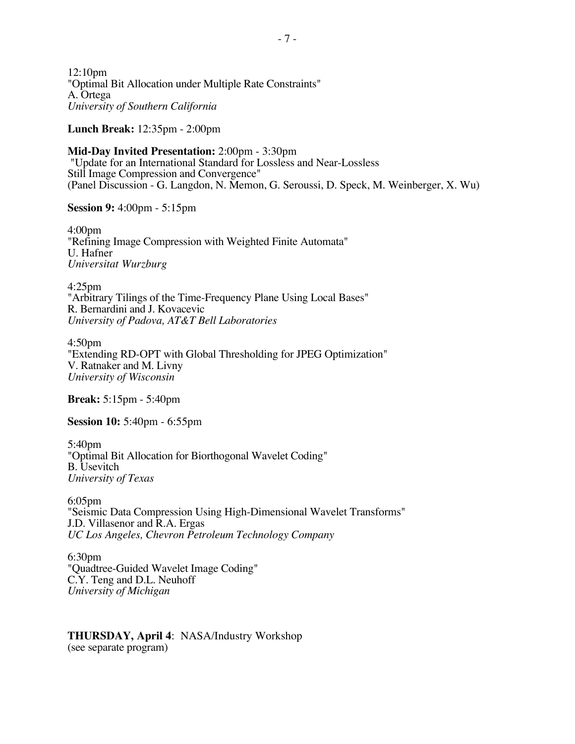12:10pm
"Optimal Bit Allocation under Multiple Rate Constraints"
A. Ortega
*University of Southern California*

**Lunch Break:** 12:35pm - 2:00pm

**Mid-Day Invited Presentation:** 2:00pm - 3:30pm
"Update for an International Standard for Lossless and Near-Lossless Still Image Compression and Convergence"
(Panel Discussion - G. Langdon, N. Memon, G. Seroussi, D. Speck, M. Weinberger, X. Wu)

**Session 9:** 4:00pm - 5:15pm

4:00pm
"Refining Image Compression with Weighted Finite Automata"
U. Hafner
*Universitat Wurzburg*

4:25pm
"Arbitrary Tilings of the Time-Frequency Plane Using Local Bases"
R. Bernardini and J. Kovacevic
*University of Padova, AT&T Bell Laboratories*

4:50pm
"Extending RD-OPT with Global Thresholding for JPEG Optimization"
V. Ratnaker and M. Livny
*University of Wisconsin*

**Break:** 5:15pm - 5:40pm

**Session 10:** 5:40pm - 6:55pm

5:40pm
"Optimal Bit Allocation for Biorthogonal Wavelet Coding"
B. Usevitch
*University of Texas*

6:05pm
"Seismic Data Compression Using High-Dimensional Wavelet Transforms"
J.D. Villasenor and R.A. Ergas
*UC Los Angeles, Chevron Petroleum Technology Company*

6:30pm
"Quadtree-Guided Wavelet Image Coding"
C.Y. Teng and D.L. Neuhoff
*University of Michigan*

**THURSDAY, April 4**: NASA/Industry Workshop
(see separate program)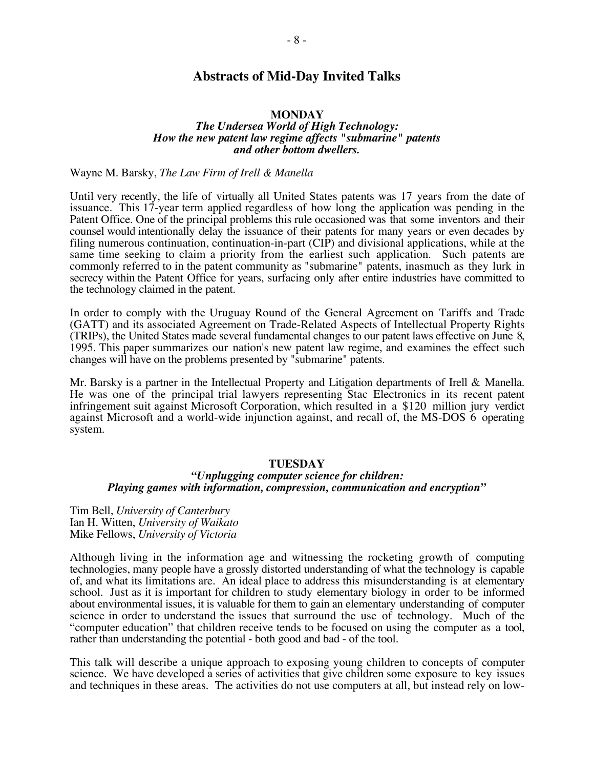# Abstracts of Mid-Day Invited Talks

## MONDAY

### *The Undersea World of High Technology: How the new patent law regime affects "submarine" patents and other bottom dwellers.*

Wayne M. Barsky, *The Law Firm of Irell & Manella*

Until very recently, the life of virtually all United States patents was 17 years from the date of issuance. This 17-year term applied regardless of how long the application was pending in the Patent Office. One of the principal problems this rule occasioned was that some inventors and their counsel would intentionally delay the issuance of their patents for many years or even decades by filing numerous continuation, continuation-in-part (CIP) and divisional applications, while at the same time seeking to claim a priority from the earliest such application. Such patents are commonly referred to in the patent community as "submarine" patents, inasmuch as they lurk in secrecy within the Patent Office for years, surfacing only after entire industries have committed to the technology claimed in the patent.

In order to comply with the Uruguay Round of the General Agreement on Tariffs and Trade (GATT) and its associated Agreement on Trade-Related Aspects of Intellectual Property Rights (TRIPs), the United States made several fundamental changes to our patent laws effective on June 8, 1995. This paper summarizes our nation's new patent law regime, and examines the effect such changes will have on the problems presented by "submarine" patents.

Mr. Barsky is a partner in the Intellectual Property and Litigation departments of Irell & Manella. He was one of the principal trial lawyers representing Stac Electronics in its recent patent infringement suit against Microsoft Corporation, which resulted in a $120 million jury verdict against Microsoft and a world-wide injunction against, and recall of, the MS-DOS 6 operating system.

## TUESDAY

### *"Unplugging computer science for children: Playing games with information, compression, communication and encryption"*

Tim Bell, *University of Canterbury*
Ian H. Witten, *University of Waikato*
Mike Fellows, *University of Victoria*

Although living in the information age and witnessing the rocketing growth of computing technologies, many people have a grossly distorted understanding of what the technology is capable of, and what its limitations are. An ideal place to address this misunderstanding is at elementary school. Just as it is important for children to study elementary biology in order to be informed about environmental issues, it is valuable for them to gain an elementary understanding of computer science in order to understand the issues that surround the use of technology. Much of the "computer education" that children receive tends to be focused on using the computer as a tool, rather than understanding the potential - both good and bad - of the tool.

This talk will describe a unique approach to exposing young children to concepts of computer science. We have developed a series of activities that give children some exposure to key issues and techniques in these areas. The activities do not use computers at all, but instead rely on low-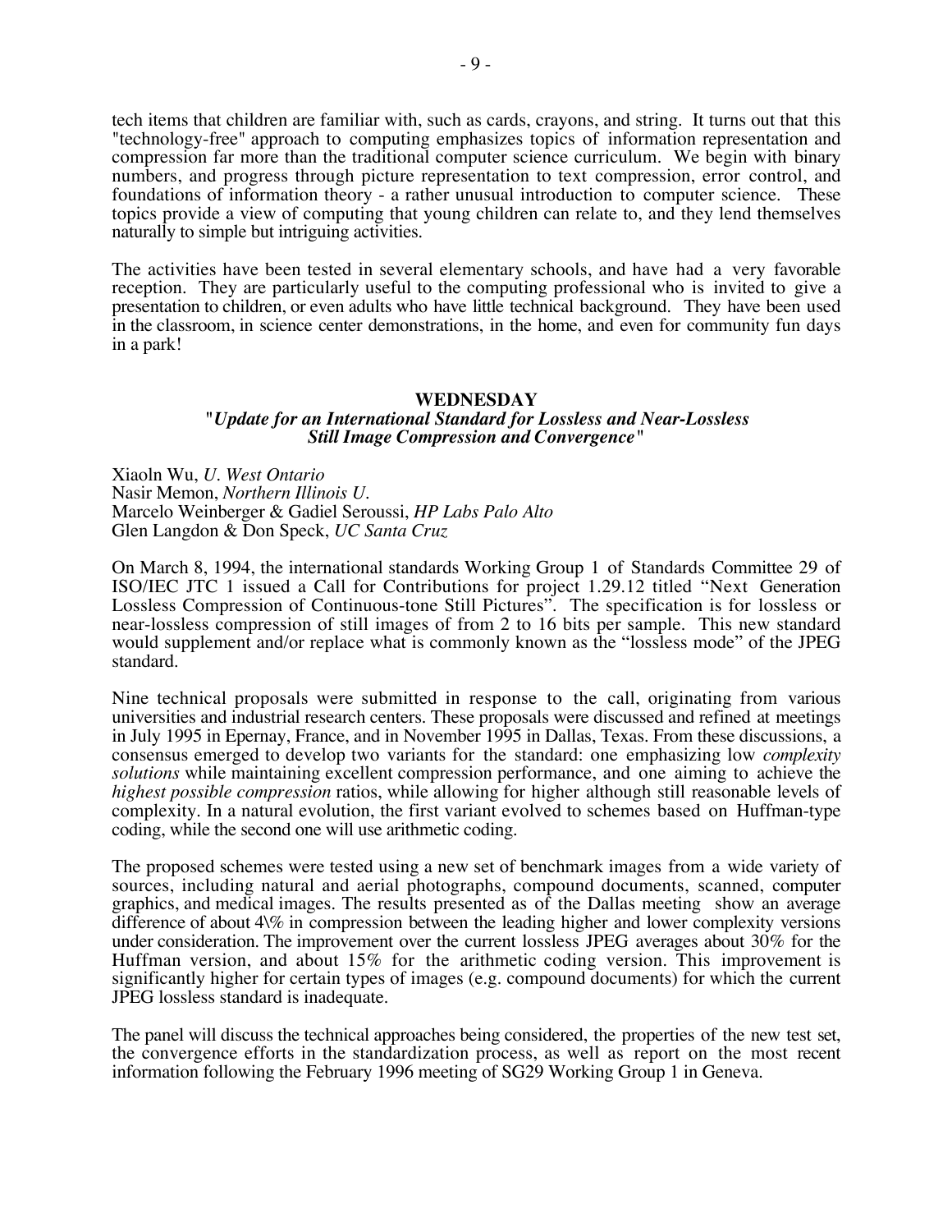tech items that children are familiar with, such as cards, crayons, and string. It turns out that this "technology-free" approach to computing emphasizes topics of information representation and compression far more than the traditional computer science curriculum. We begin with binary numbers, and progress through picture representation to text compression, error control, and foundations of information theory - a rather unusual introduction to computer science. These topics provide a view of computing that young children can relate to, and they lend themselves naturally to simple but intriguing activities.

The activities have been tested in several elementary schools, and have had a very favorable reception. They are particularly useful to the computing professional who is invited to give a presentation to children, or even adults who have little technical background. They have been used in the classroom, in science center demonstrations, in the home, and even for community fun days in a park!

## WEDNESDAY

### "*Update for an International Standard for Lossless and Near-Lossless Still Image Compression and Convergence*"

Xiaoln Wu, *U. West Ontario*
Nasir Memon, *Northern Illinois U.*
Marcelo Weinberger & Gadiel Seroussi, *HP Labs Palo Alto*
Glen Langdon & Don Speck, *UC Santa Cruz*

On March 8, 1994, the international standards Working Group 1 of Standards Committee 29 of ISO/IEC JTC 1 issued a Call for Contributions for project 1.29.12 titled "Next Generation Lossless Compression of Continuous-tone Still Pictures". The specification is for lossless or near-lossless compression of still images of from 2 to 16 bits per sample. This new standard would supplement and/or replace what is commonly known as the "lossless mode" of the JPEG standard.

Nine technical proposals were submitted in response to the call, originating from various universities and industrial research centers. These proposals were discussed and refined at meetings in July 1995 in Epernay, France, and in November 1995 in Dallas, Texas. From these discussions, a consensus emerged to develop two variants for the standard: one emphasizing low *complexity solutions* while maintaining excellent compression performance, and one aiming to achieve the *highest possible compression* ratios, while allowing for higher although still reasonable levels of complexity. In a natural evolution, the first variant evolved to schemes based on Huffman-type coding, while the second one will use arithmetic coding.

The proposed schemes were tested using a new set of benchmark images from a wide variety of sources, including natural and aerial photographs, compound documents, scanned, computer graphics, and medical images. The results presented as of the Dallas meeting show an average difference of about 4\% in compression between the leading higher and lower complexity versions under consideration. The improvement over the current lossless JPEG averages about 30% for the Huffman version, and about 15% for the arithmetic coding version. This improvement is significantly higher for certain types of images (e.g. compound documents) for which the current JPEG lossless standard is inadequate.

The panel will discuss the technical approaches being considered, the properties of the new test set, the convergence efforts in the standardization process, as well as report on the most recent information following the February 1996 meeting of SG29 Working Group 1 in Geneva.